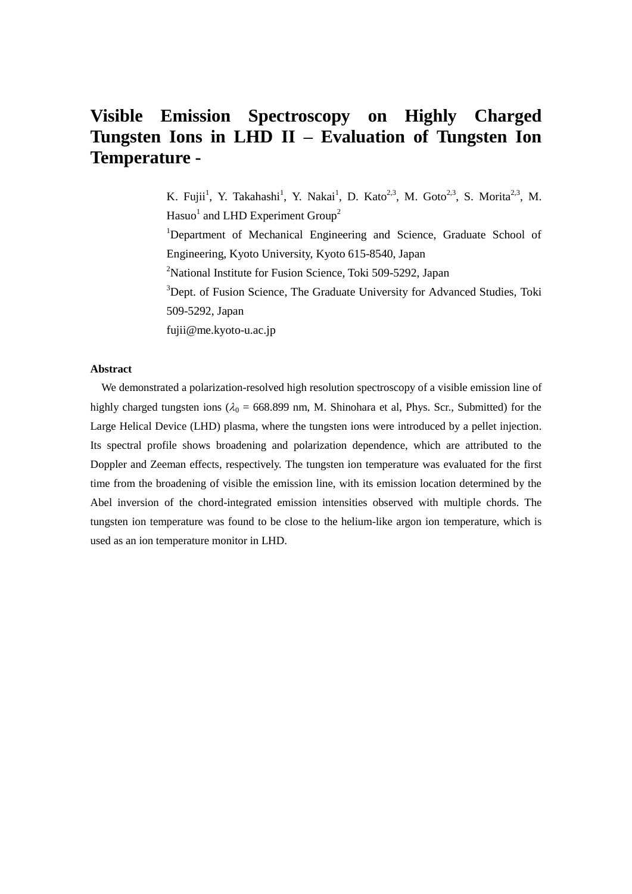# Visible Emission Spectroscopy on Highly Charged Tungsten Ions in LHD II – Evaluation of Tungsten Ion Temperature -

K. Fujii[1], Y. Takahashi[1], Y. Nakai[1], D. Kato[2,3], M. Goto[2,3], S. Morita[2,3], M. Hasuo[1] and LHD Experiment Group[2]

[1]Department of Mechanical Engineering and Science, Graduate School of Engineering, Kyoto University, Kyoto 615-8540, Japan

[2]National Institute for Fusion Science, Toki 509-5292, Japan

[3]Dept. of Fusion Science, The Graduate University for Advanced Studies, Toki 509-5292, Japan

fujii@me.kyoto-u.ac.jp

**Abstract**

We demonstrated a polarization-resolved high resolution spectroscopy of a visible emission line of highly charged tungsten ions ($\lambda_0$ = 668.899 nm, M. Shinohara et al, Phys. Scr., Submitted) for the Large Helical Device (LHD) plasma, where the tungsten ions were introduced by a pellet injection. Its spectral profile shows broadening and polarization dependence, which are attributed to the Doppler and Zeeman effects, respectively. The tungsten ion temperature was evaluated for the first time from the broadening of visible the emission line, with its emission location determined by the Abel inversion of the chord-integrated emission intensities observed with multiple chords. The tungsten ion temperature was found to be close to the helium-like argon ion temperature, which is used as an ion temperature monitor in LHD.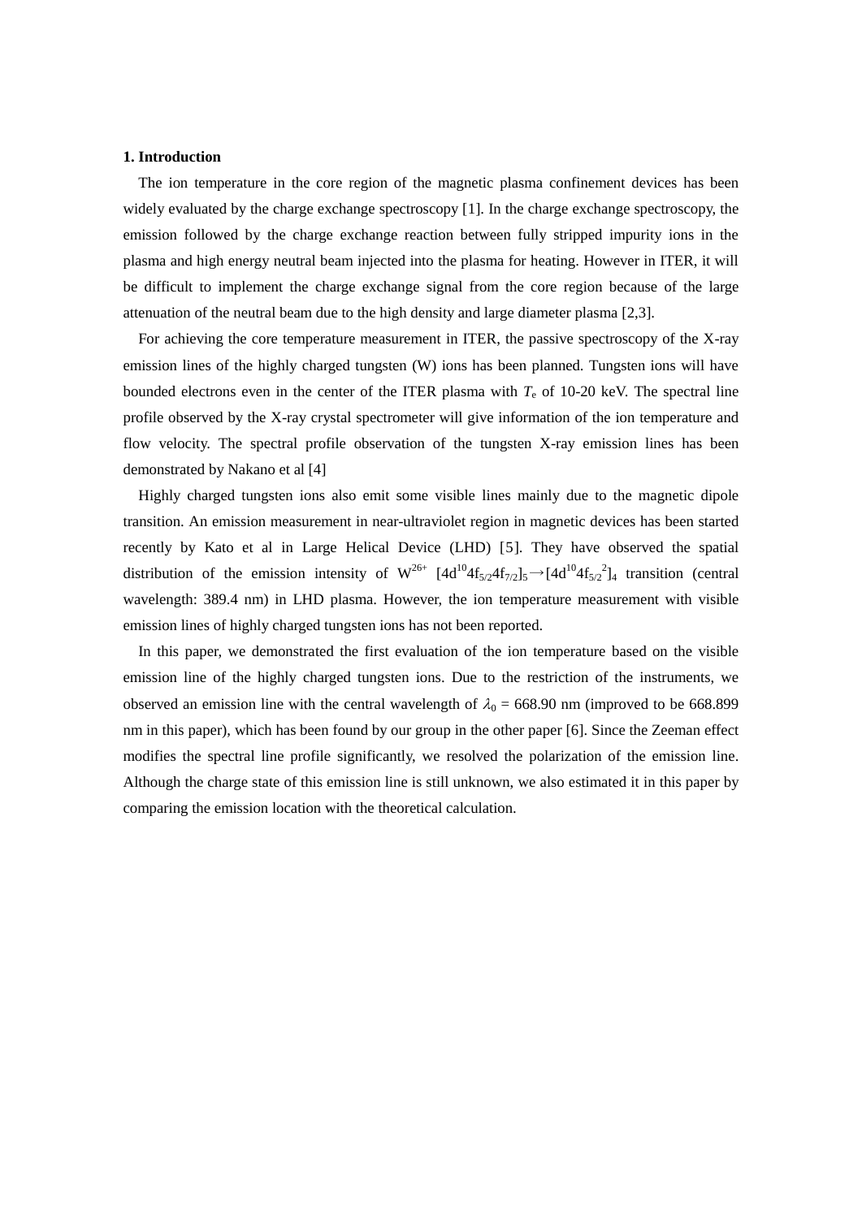## 1. Introduction

The ion temperature in the core region of the magnetic plasma confinement devices has been widely evaluated by the charge exchange spectroscopy [1]. In the charge exchange spectroscopy, the emission followed by the charge exchange reaction between fully stripped impurity ions in the plasma and high energy neutral beam injected into the plasma for heating. However in ITER, it will be difficult to implement the charge exchange signal from the core region because of the large attenuation of the neutral beam due to the high density and large diameter plasma [2,3].

For achieving the core temperature measurement in ITER, the passive spectroscopy of the X-ray emission lines of the highly charged tungsten (W) ions has been planned. Tungsten ions will have bounded electrons even in the center of the ITER plasma with $T_e$ of 10-20 keV. The spectral line profile observed by the X-ray crystal spectrometer will give information of the ion temperature and flow velocity. The spectral profile observation of the tungsten X-ray emission lines has been demonstrated by Nakano et al [4]

Highly charged tungsten ions also emit some visible lines mainly due to the magnetic dipole transition. An emission measurement in near-ultraviolet region in magnetic devices has been started recently by Kato et al in Large Helical Device (LHD) [5]. They have observed the spatial distribution of the emission intensity of $W^{26+}$ $[4d^{10}4f_{5/2}4f_{7/2}]_5 \rightarrow [4d^{10}4f_{5/2}{}^2]_4$ transition (central wavelength: 389.4 nm) in LHD plasma. However, the ion temperature measurement with visible emission lines of highly charged tungsten ions has not been reported.

In this paper, we demonstrated the first evaluation of the ion temperature based on the visible emission line of the highly charged tungsten ions. Due to the restriction of the instruments, we observed an emission line with the central wavelength of $\lambda_0$ = 668.90 nm (improved to be 668.899 nm in this paper), which has been found by our group in the other paper [6]. Since the Zeeman effect modifies the spectral line profile significantly, we resolved the polarization of the emission line. Although the charge state of this emission line is still unknown, we also estimated it in this paper by comparing the emission location with the theoretical calculation.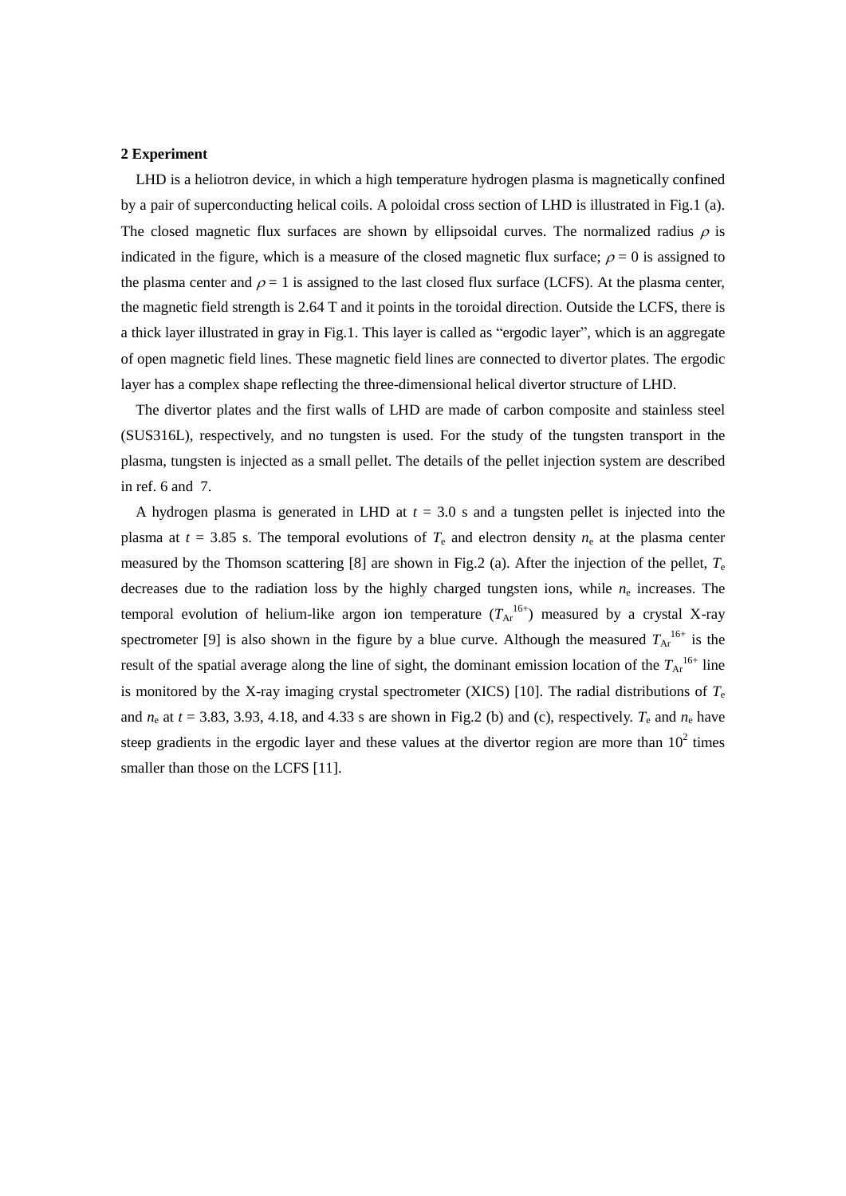**2 Experiment**

LHD is a heliotron device, in which a high temperature hydrogen plasma is magnetically confined by a pair of superconducting helical coils. A poloidal cross section of LHD is illustrated in Fig.1 (a). The closed magnetic flux surfaces are shown by ellipsoidal curves. The normalized radius $\rho$ is indicated in the figure, which is a measure of the closed magnetic flux surface; $\rho = 0$ is assigned to the plasma center and $\rho = 1$ is assigned to the last closed flux surface (LCFS). At the plasma center, the magnetic field strength is 2.64 T and it points in the toroidal direction. Outside the LCFS, there is a thick layer illustrated in gray in Fig.1. This layer is called as "ergodic layer", which is an aggregate of open magnetic field lines. These magnetic field lines are connected to divertor plates. The ergodic layer has a complex shape reflecting the three-dimensional helical divertor structure of LHD.

The divertor plates and the first walls of LHD are made of carbon composite and stainless steel (SUS316L), respectively, and no tungsten is used. For the study of the tungsten transport in the plasma, tungsten is injected as a small pellet. The details of the pellet injection system are described in ref. 6 and 7.

A hydrogen plasma is generated in LHD at $t$ = 3.0 s and a tungsten pellet is injected into the plasma at $t$ = 3.85 s. The temporal evolutions of $T_e$ and electron density $n_e$ at the plasma center measured by the Thomson scattering [8] are shown in Fig.2 (a). After the injection of the pellet, $T_e$ decreases due to the radiation loss by the highly charged tungsten ions, while $n_e$ increases. The temporal evolution of helium-like argon ion temperature ($T_{Ar}{}^{16+}$) measured by a crystal X-ray spectrometer [9] is also shown in the figure by a blue curve. Although the measured $T_{Ar}{}^{16+}$ is the result of the spatial average along the line of sight, the dominant emission location of the $T_{Ar}{}^{16+}$ line is monitored by the X-ray imaging crystal spectrometer (XICS) [10]. The radial distributions of $T_e$ and $n_e$ at $t$ = 3.83, 3.93, 4.18, and 4.33 s are shown in Fig.2 (b) and (c), respectively. $T_e$ and $n_e$ have steep gradients in the ergodic layer and these values at the divertor region are more than $10^2$ times smaller than those on the LCFS [11].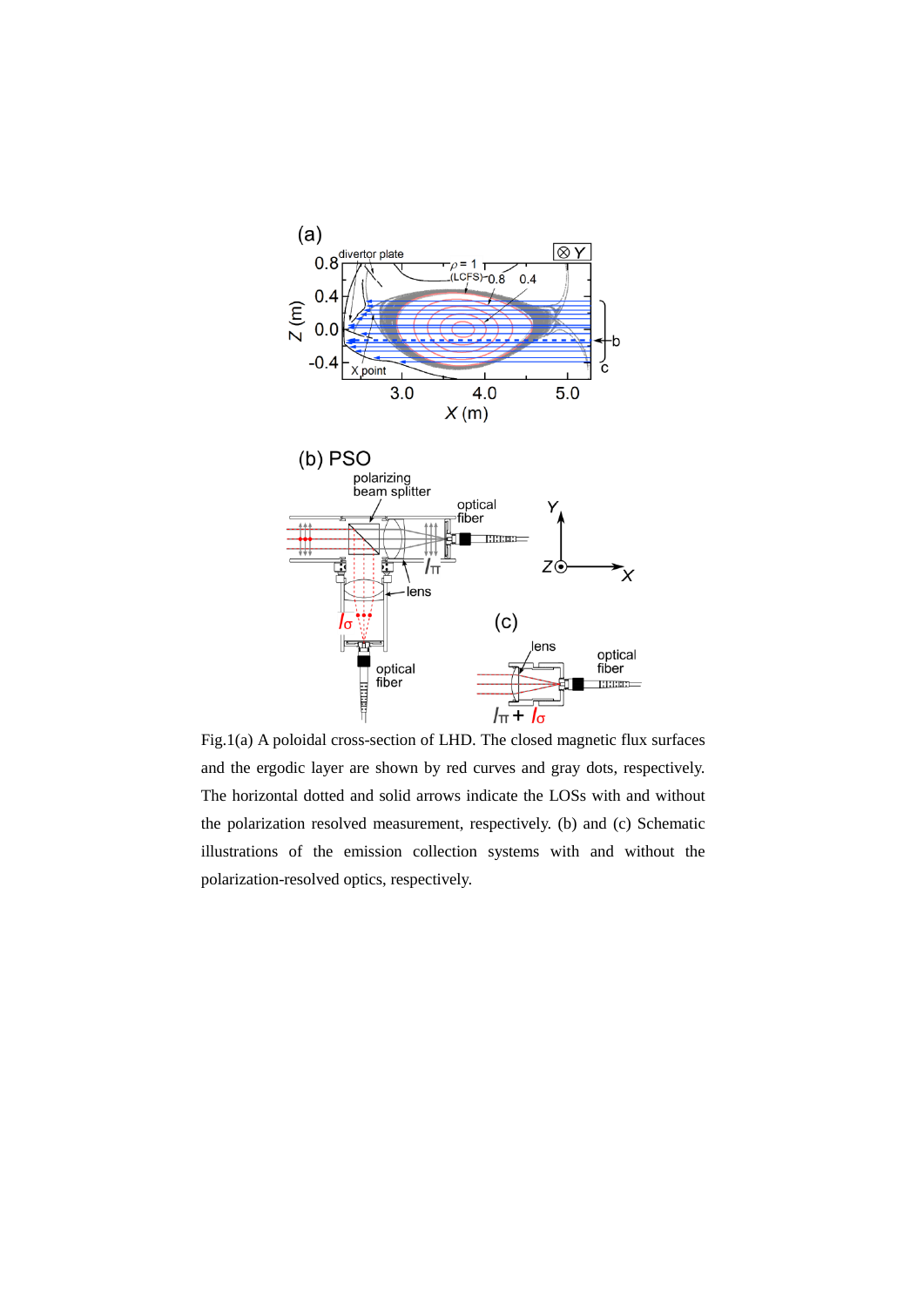Fig.1(a) A poloidal cross-section of LHD. The closed magnetic flux surfaces and the ergodic layer are shown by red curves and gray dots, respectively. The horizontal dotted and solid arrows indicate the LOSs with and without the polarization resolved measurement, respectively. (b) and (c) Schematic illustrations of the emission collection systems with and without the polarization-resolved optics, respectively.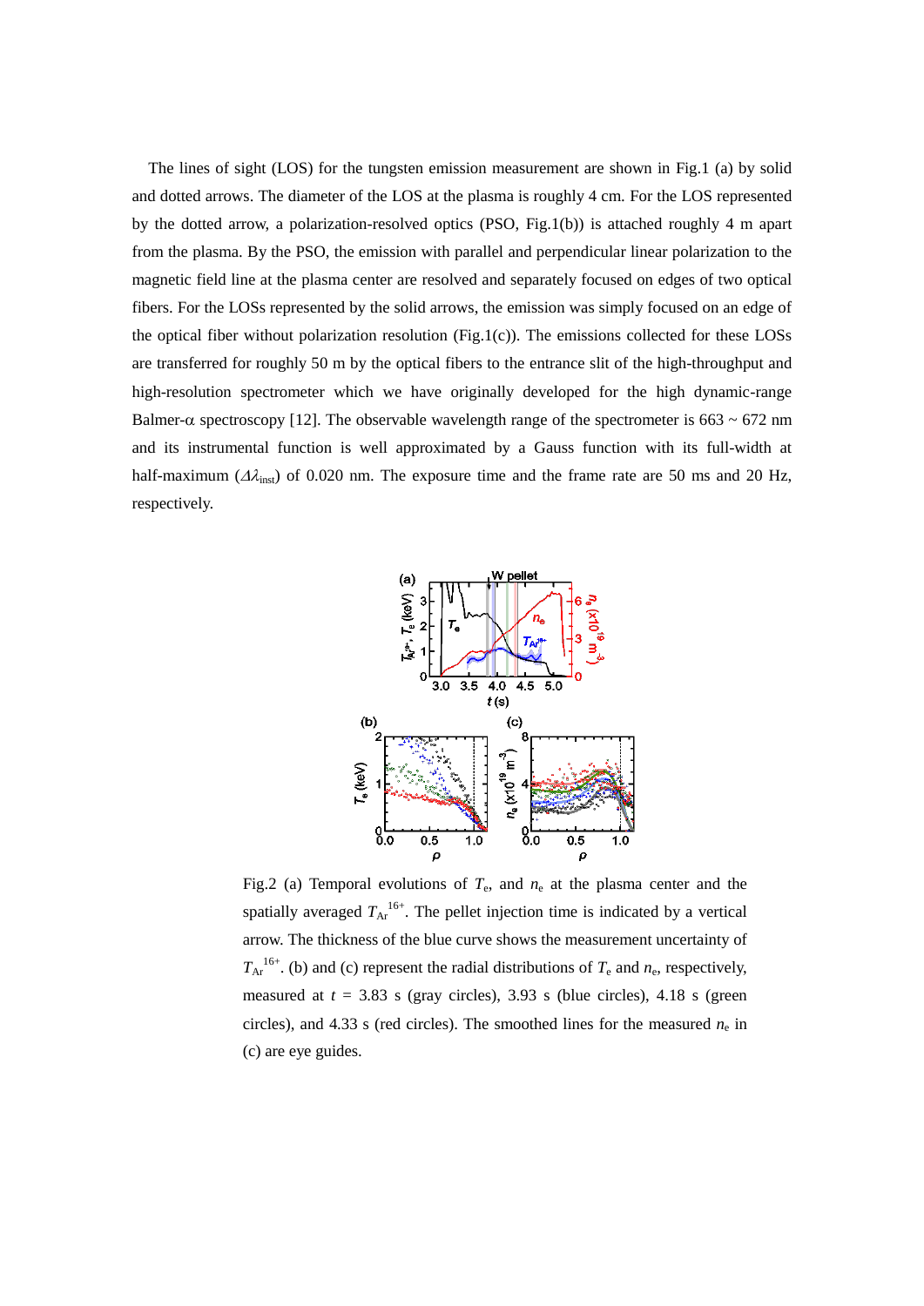The lines of sight (LOS) for the tungsten emission measurement are shown in Fig.1 (a) by solid and dotted arrows. The diameter of the LOS at the plasma is roughly 4 cm. For the LOS represented by the dotted arrow, a polarization-resolved optics (PSO, Fig.1(b)) is attached roughly 4 m apart from the plasma. By the PSO, the emission with parallel and perpendicular linear polarization to the magnetic field line at the plasma center are resolved and separately focused on edges of two optical fibers. For the LOSs represented by the solid arrows, the emission was simply focused on an edge of the optical fiber without polarization resolution (Fig.1(c)). The emissions collected for these LOSs are transferred for roughly 50 m by the optical fibers to the entrance slit of the high-throughput and high-resolution spectrometer which we have originally developed for the high dynamic-range Balmer-α spectroscopy [12]. The observable wavelength range of the spectrometer is 663 ~ 672 nm and its instrumental function is well approximated by a Gauss function with its full-width at half-maximum ($\Delta\lambda_{\mathrm{inst}}$) of 0.020 nm. The exposure time and the frame rate are 50 ms and 20 Hz, respectively.

Fig.2 (a) Temporal evolutions of $T_e$, and $n_e$ at the plasma center and the spatially averaged $T_{\mathrm{Ar}}^{16+}$. The pellet injection time is indicated by a vertical arrow. The thickness of the blue curve shows the measurement uncertainty of $T_{\mathrm{Ar}}^{16+}$. (b) and (c) represent the radial distributions of $T_e$ and $n_e$, respectively, measured at $t$ = 3.83 s (gray circles), 3.93 s (blue circles), 4.18 s (green circles), and 4.33 s (red circles). The smoothed lines for the measured $n_e$ in (c) are eye guides.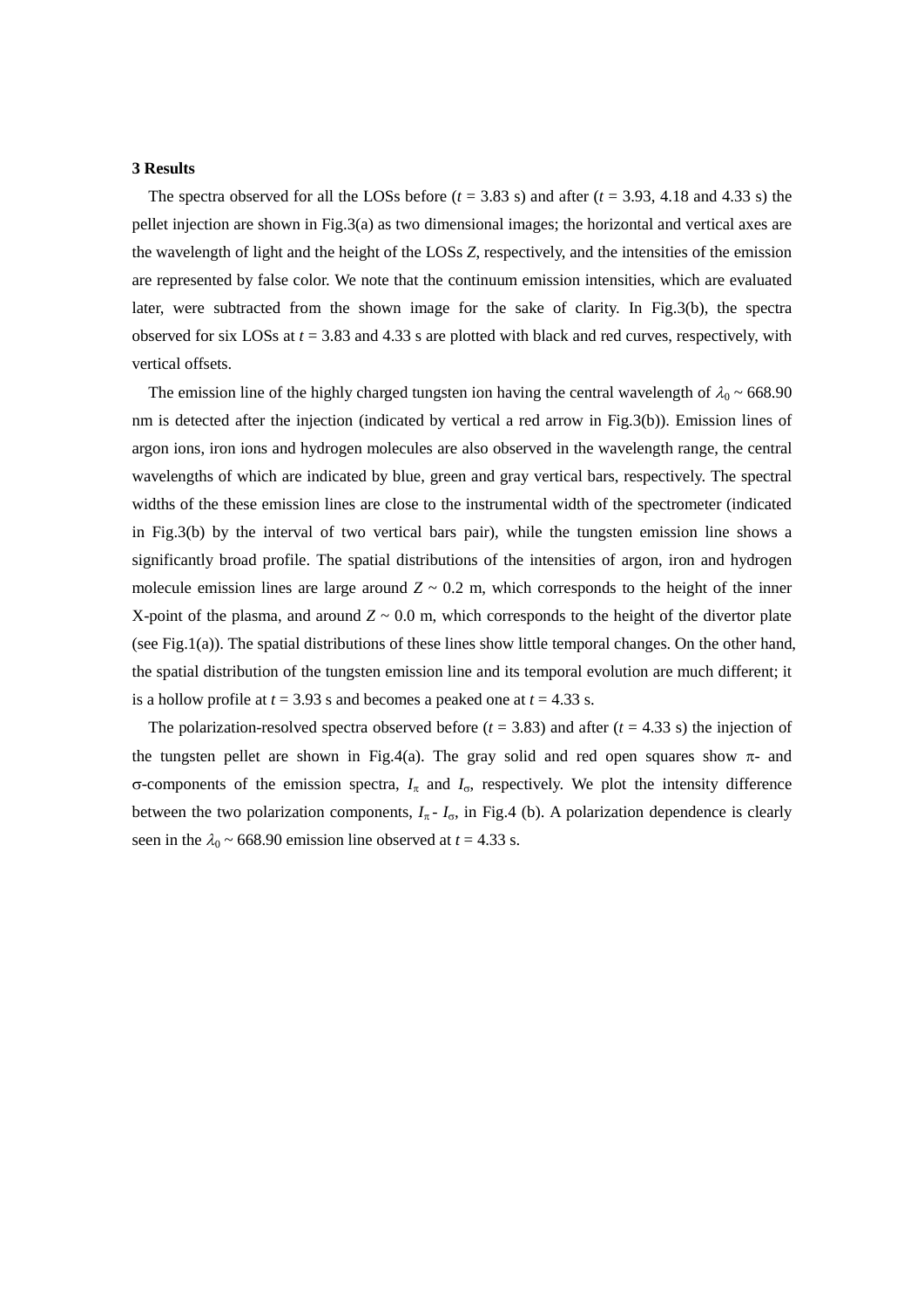### 3 Results

The spectra observed for all the LOSs before ($t$ = 3.83 s) and after ($t$ = 3.93, 4.18 and 4.33 s) the pellet injection are shown in Fig.3(a) as two dimensional images; the horizontal and vertical axes are the wavelength of light and the height of the LOSs $Z$, respectively, and the intensities of the emission are represented by false color. We note that the continuum emission intensities, which are evaluated later, were subtracted from the shown image for the sake of clarity. In Fig.3(b), the spectra observed for six LOSs at $t$ = 3.83 and 4.33 s are plotted with black and red curves, respectively, with vertical offsets.

The emission line of the highly charged tungsten ion having the central wavelength of $\lambda_0$ ~ 668.90 nm is detected after the injection (indicated by vertical a red arrow in Fig.3(b)). Emission lines of argon ions, iron ions and hydrogen molecules are also observed in the wavelength range, the central wavelengths of which are indicated by blue, green and gray vertical bars, respectively. The spectral widths of the these emission lines are close to the instrumental width of the spectrometer (indicated in Fig.3(b) by the interval of two vertical bars pair), while the tungsten emission line shows a significantly broad profile. The spatial distributions of the intensities of argon, iron and hydrogen molecule emission lines are large around $Z$ ~ 0.2 m, which corresponds to the height of the inner X-point of the plasma, and around $Z$ ~ 0.0 m, which corresponds to the height of the divertor plate (see Fig.1(a)). The spatial distributions of these lines show little temporal changes. On the other hand, the spatial distribution of the tungsten emission line and its temporal evolution are much different; it is a hollow profile at $t$ = 3.93 s and becomes a peaked one at $t$ = 4.33 s.

The polarization-resolved spectra observed before ($t$ = 3.83) and after ($t$ = 4.33 s) the injection of the tungsten pellet are shown in Fig.4(a). The gray solid and red open squares show $\pi$- and $\sigma$-components of the emission spectra, $I_\pi$ and $I_\sigma$, respectively. We plot the intensity difference between the two polarization components, $I_\pi - I_\sigma$, in Fig.4 (b). A polarization dependence is clearly seen in the $\lambda_0$ ~ 668.90 emission line observed at $t$ = 4.33 s.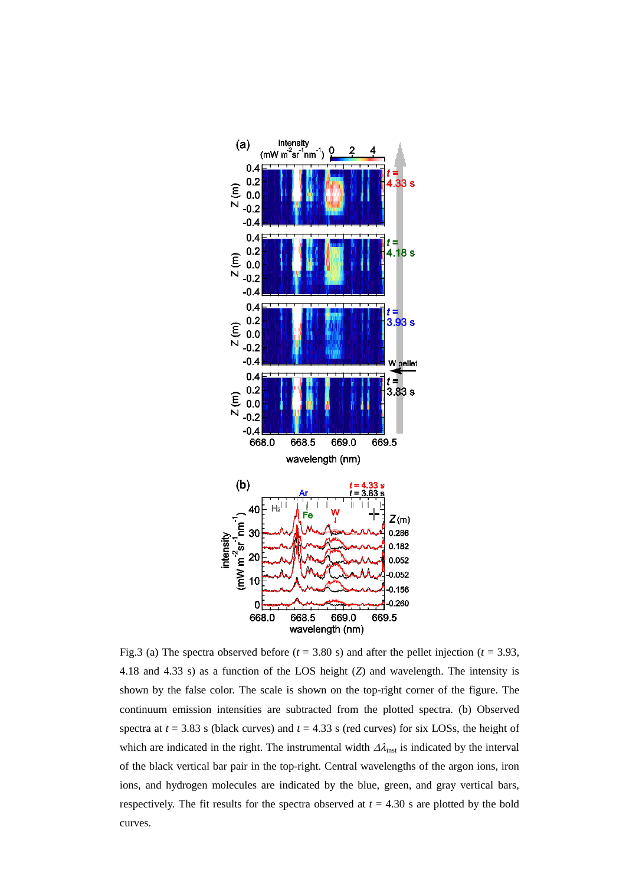Fig.3 (a) The spectra observed before ($t$ = 3.80 s) and after the pellet injection ($t$ = 3.93, 4.18 and 4.33 s) as a function of the LOS height ($Z$) and wavelength. The intensity is shown by the false color. The scale is shown on the top-right corner of the figure. The continuum emission intensities are subtracted from the plotted spectra. (b) Observed spectra at $t$ = 3.83 s (black curves) and $t$ = 4.33 s (red curves) for six LOSs, the height of which are indicated in the right. The instrumental width $\Delta\lambda_{inst}$ is indicated by the interval of the black vertical bar pair in the top-right. Central wavelengths of the argon ions, iron ions, and hydrogen molecules are indicated by the blue, green, and gray vertical bars, respectively. The fit results for the spectra observed at $t$ = 4.30 s are plotted by the bold curves.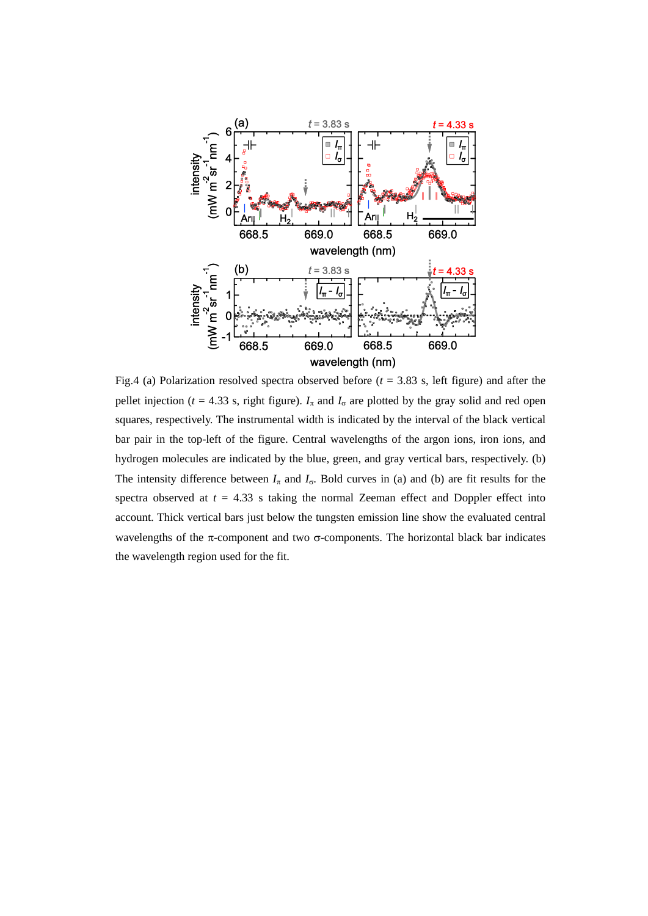Fig.4 (a) Polarization resolved spectra observed before ($t$ = 3.83 s, left figure) and after the pellet injection ($t$ = 4.33 s, right figure). $I_\pi$ and $I_\sigma$ are plotted by the gray solid and red open squares, respectively. The instrumental width is indicated by the interval of the black vertical bar pair in the top-left of the figure. Central wavelengths of the argon ions, iron ions, and hydrogen molecules are indicated by the blue, green, and gray vertical bars, respectively. (b) The intensity difference between $I_\pi$ and $I_\sigma$. Bold curves in (a) and (b) are fit results for the spectra observed at $t$ = 4.33 s taking the normal Zeeman effect and Doppler effect into account. Thick vertical bars just below the tungsten emission line show the evaluated central wavelengths of the $\pi$-component and two $\sigma$-components. The horizontal black bar indicates the wavelength region used for the fit.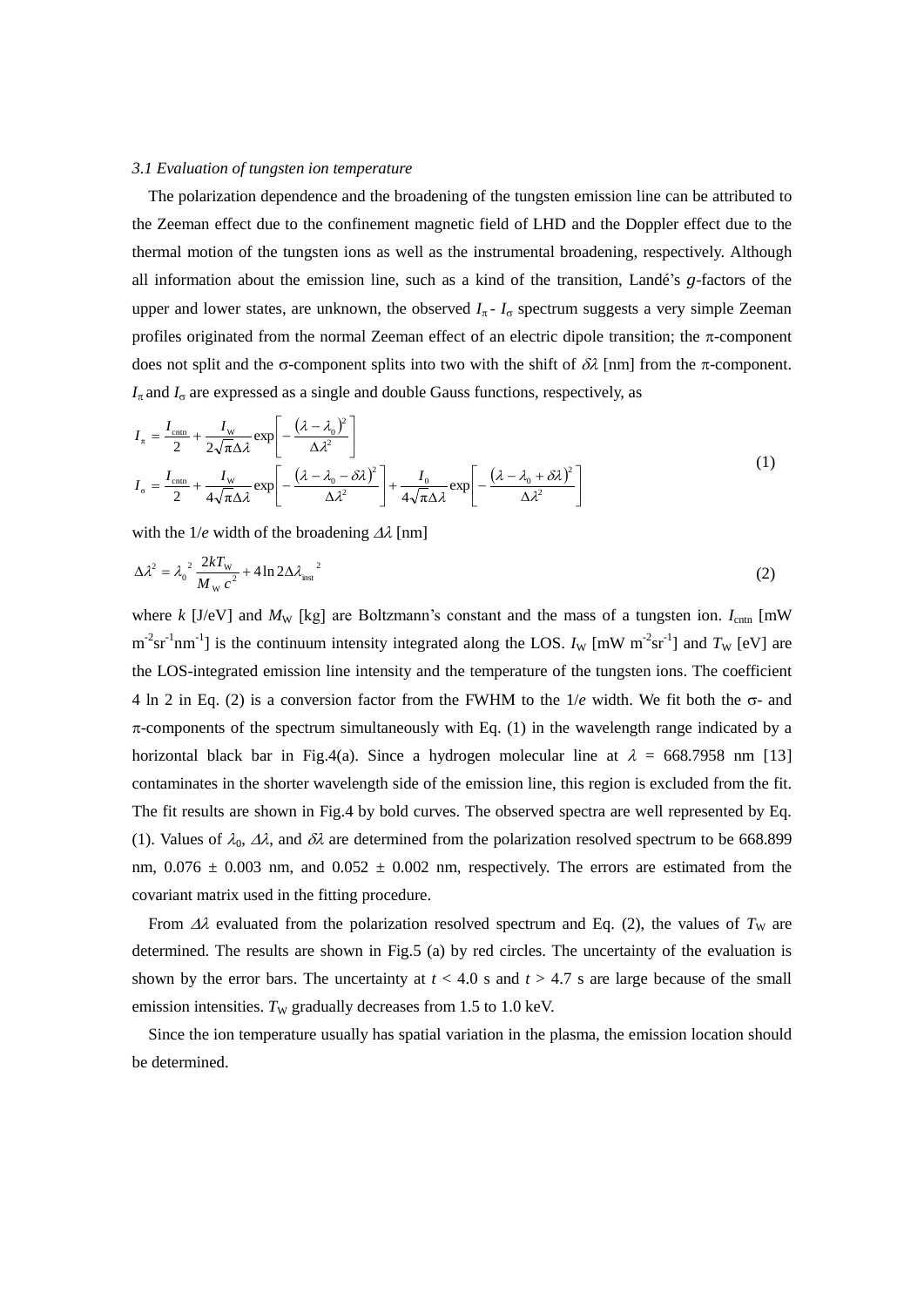### *3.1 Evaluation of tungsten ion temperature*

The polarization dependence and the broadening of the tungsten emission line can be attributed to the Zeeman effect due to the confinement magnetic field of LHD and the Doppler effect due to the thermal motion of the tungsten ions as well as the instrumental broadening, respectively. Although all information about the emission line, such as a kind of the transition, Landé's $g$-factors of the upper and lower states, are unknown, the observed $I_\pi$ - $I_\sigma$ spectrum suggests a very simple Zeeman profiles originated from the normal Zeeman effect of an electric dipole transition; the π-component does not split and the σ-component splits into two with the shift of $\delta\lambda$ [nm] from the π-component. $I_\pi$ and $I_\sigma$ are expressed as a single and double Gauss functions, respectively, as

$$
\begin{aligned}
I_\pi &= \frac{I_{\mathrm{cntn}}}{2} + \frac{I_{\mathrm{W}}}{2\sqrt{\pi}\Delta\lambda}\exp\left[-\frac{(\lambda-\lambda_0)^2}{\Delta\lambda^2}\right] \\
I_\sigma &= \frac{I_{\mathrm{cntn}}}{2} + \frac{I_{\mathrm{W}}}{4\sqrt{\pi}\Delta\lambda}\exp\left[-\frac{(\lambda-\lambda_0-\delta\lambda)^2}{\Delta\lambda^2}\right] + \frac{I_0}{4\sqrt{\pi}\Delta\lambda}\exp\left[-\frac{(\lambda-\lambda_0+\delta\lambda)^2}{\Delta\lambda^2}\right]
\end{aligned}
\tag{1}
$$

with the 1/*e* width of the broadening $\Delta\lambda$ [nm]

$$
\Delta\lambda^2 = {\lambda_0}^2\frac{2kT_{\mathrm{W}}}{M_{\mathrm{W}}\,c^2} + 4\ln 2{\Delta\lambda_{\mathrm{inst}}}^2 \tag{2}
$$

where $k$ [J/eV] and $M_{\mathrm{W}}$ [kg] are Boltzmann's constant and the mass of a tungsten ion. $I_{\mathrm{cntn}}$ [mW m$^{-2}$sr$^{-1}$nm$^{-1}$] is the continuum intensity integrated along the LOS. $I_{\mathrm{W}}$ [mW m$^{-2}$sr$^{-1}$] and $T_{\mathrm{W}}$ [eV] are the LOS-integrated emission line intensity and the temperature of the tungsten ions. The coefficient 4 ln 2 in Eq. (2) is a conversion factor from the FWHM to the 1/*e* width. We fit both the σ- and π-components of the spectrum simultaneously with Eq. (1) in the wavelength range indicated by a horizontal black bar in Fig.4(a). Since a hydrogen molecular line at $\lambda$ = 668.7958 nm [13] contaminates in the shorter wavelength side of the emission line, this region is excluded from the fit. The fit results are shown in Fig.4 by bold curves. The observed spectra are well represented by Eq. (1). Values of $\lambda_0$, $\Delta\lambda$, and $\delta\lambda$ are determined from the polarization resolved spectrum to be 668.899 nm, 0.076 ± 0.003 nm, and 0.052 ± 0.002 nm, respectively. The errors are estimated from the covariant matrix used in the fitting procedure.

From $\Delta\lambda$ evaluated from the polarization resolved spectrum and Eq. (2), the values of $T_{\mathrm{W}}$ are determined. The results are shown in Fig.5 (a) by red circles. The uncertainty of the evaluation is shown by the error bars. The uncertainty at $t$ < 4.0 s and $t$ > 4.7 s are large because of the small emission intensities. $T_{\mathrm{W}}$ gradually decreases from 1.5 to 1.0 keV.

Since the ion temperature usually has spatial variation in the plasma, the emission location should be determined.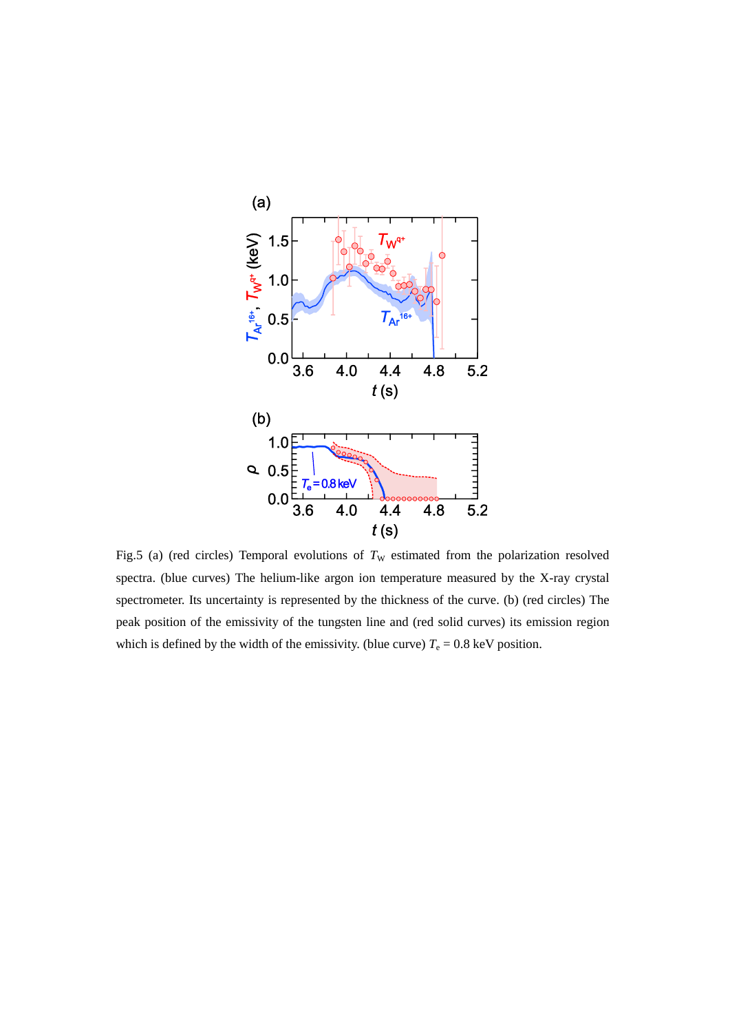Fig.5 (a) (red circles) Temporal evolutions of $T_W$ estimated from the polarization resolved spectra. (blue curves) The helium-like argon ion temperature measured by the X-ray crystal spectrometer. Its uncertainty is represented by the thickness of the curve. (b) (red circles) The peak position of the emissivity of the tungsten line and (red solid curves) its emission region which is defined by the width of the emissivity. (blue curve) $T_e$ = 0.8 keV position.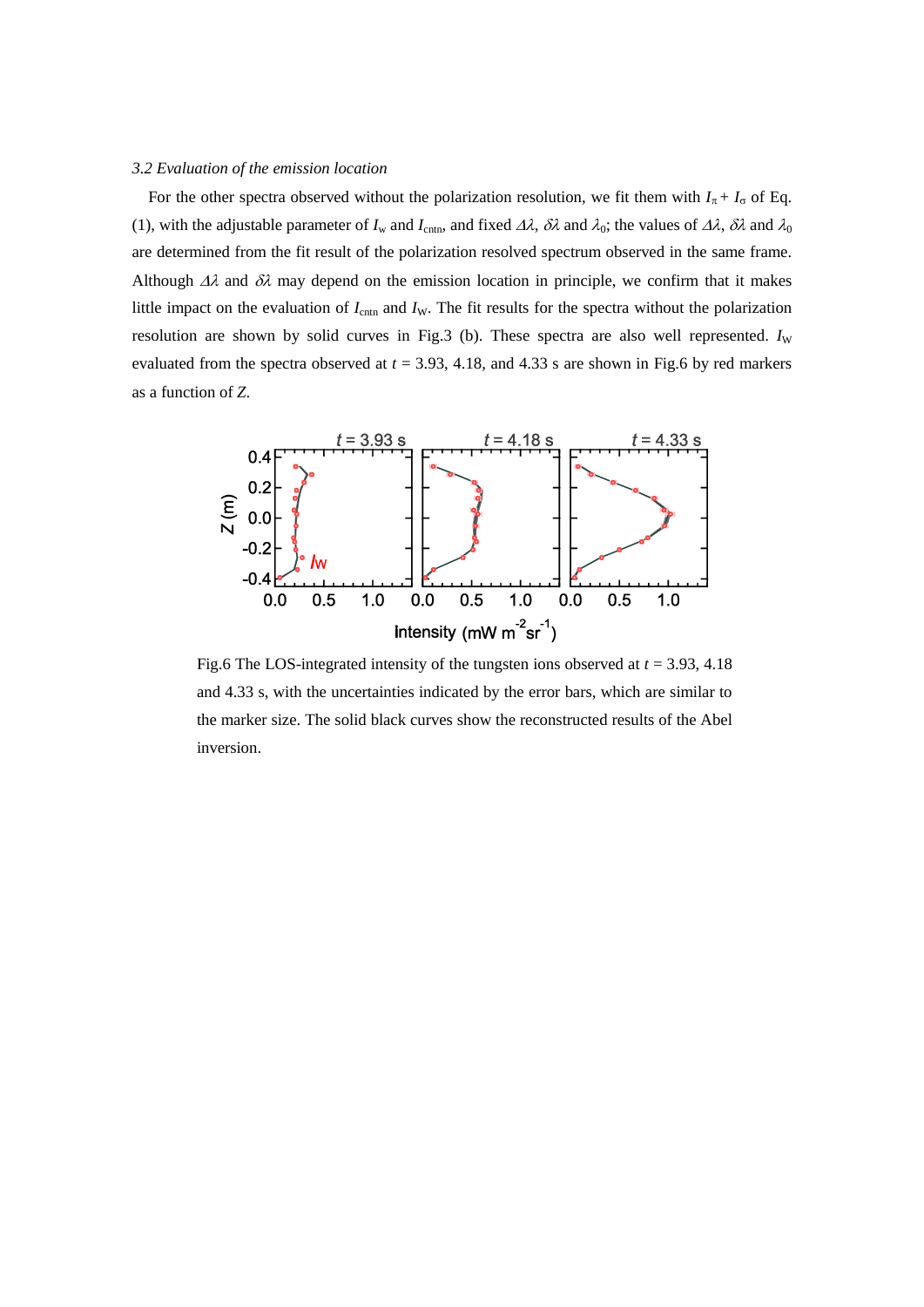*3.2 Evaluation of the emission location*

For the other spectra observed without the polarization resolution, we fit them with $I_\pi + I_\sigma$ of Eq. (1), with the adjustable parameter of $I_w$ and $I_{cntn}$, and fixed $\Delta\lambda$, $\delta\lambda$ and $\lambda_0$; the values of $\Delta\lambda$, $\delta\lambda$ and $\lambda_0$ are determined from the fit result of the polarization resolved spectrum observed in the same frame. Although $\Delta\lambda$ and $\delta\lambda$ may depend on the emission location in principle, we confirm that it makes little impact on the evaluation of $I_{cntn}$ and $I_W$. The fit results for the spectra without the polarization resolution are shown by solid curves in Fig.3 (b). These spectra are also well represented. $I_W$ evaluated from the spectra observed at $t$ = 3.93, 4.18, and 4.33 s are shown in Fig.6 by red markers as a function of $Z$.

Fig.6 The LOS-integrated intensity of the tungsten ions observed at $t$ = 3.93, 4.18 and 4.33 s, with the uncertainties indicated by the error bars, which are similar to the marker size. The solid black curves show the reconstructed results of the Abel inversion.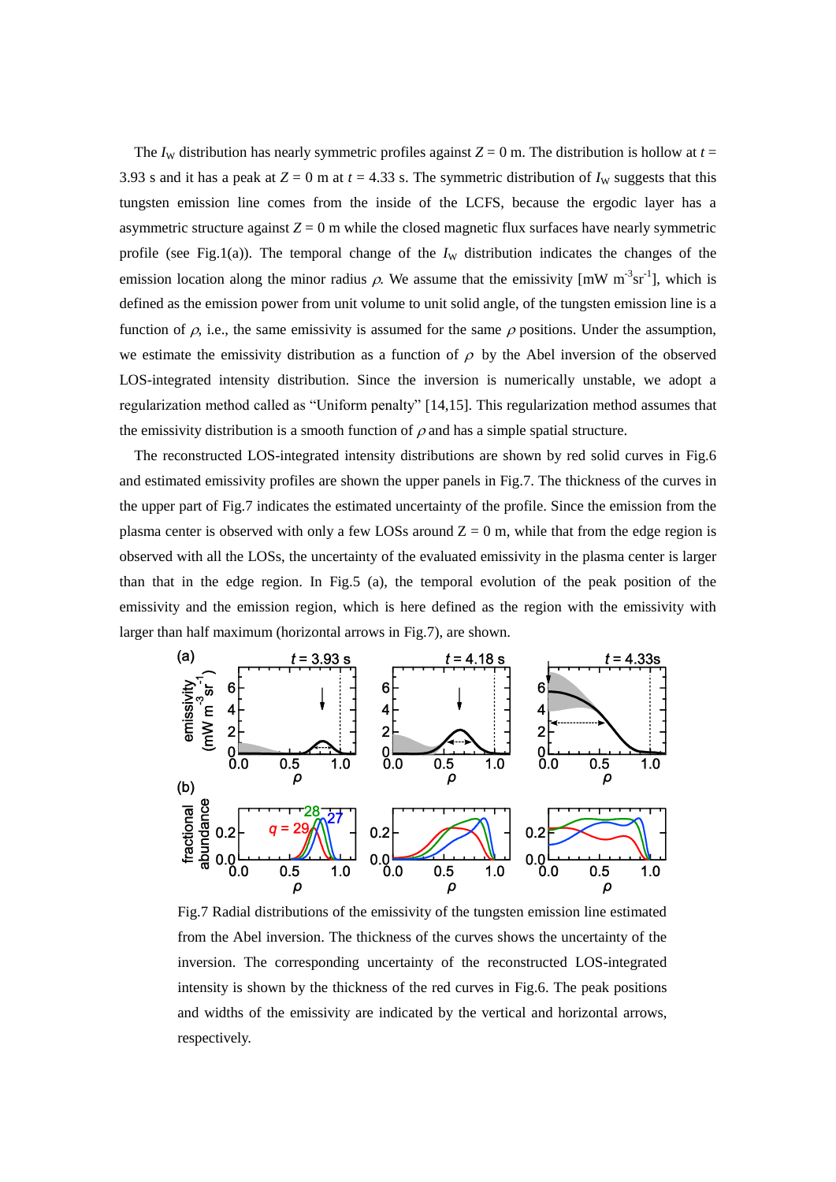The $I_W$ distribution has nearly symmetric profiles against $Z = 0$ m. The distribution is hollow at $t = 3.93$ s and it has a peak at $Z = 0$ m at $t = 4.33$ s. The symmetric distribution of $I_W$ suggests that this tungsten emission line comes from the inside of the LCFS, because the ergodic layer has a asymmetric structure against $Z = 0$ m while the closed magnetic flux surfaces have nearly symmetric profile (see Fig.1(a)). The temporal change of the $I_W$ distribution indicates the changes of the emission location along the minor radius $\rho$. We assume that the emissivity [mW m$^{-3}$sr$^{-1}$], which is defined as the emission power from unit volume to unit solid angle, of the tungsten emission line is a function of $\rho$, i.e., the same emissivity is assumed for the same $\rho$ positions. Under the assumption, we estimate the emissivity distribution as a function of $\rho$ by the Abel inversion of the observed LOS-integrated intensity distribution. Since the inversion is numerically unstable, we adopt a regularization method called as "Uniform penalty" [14,15]. This regularization method assumes that the emissivity distribution is a smooth function of $\rho$ and has a simple spatial structure.

The reconstructed LOS-integrated intensity distributions are shown by red solid curves in Fig.6 and estimated emissivity profiles are shown the upper panels in Fig.7. The thickness of the curves in the upper part of Fig.7 indicates the estimated uncertainty of the profile. Since the emission from the plasma center is observed with only a few LOSs around Z = 0 m, while that from the edge region is observed with all the LOSs, the uncertainty of the evaluated emissivity in the plasma center is larger than that in the edge region. In Fig.5 (a), the temporal evolution of the peak position of the emissivity and the emission region, which is here defined as the region with the emissivity with larger than half maximum (horizontal arrows in Fig.7), are shown.

Fig.7 Radial distributions of the emissivity of the tungsten emission line estimated from the Abel inversion. The thickness of the curves shows the uncertainty of the inversion. The corresponding uncertainty of the reconstructed LOS-integrated intensity is shown by the thickness of the red curves in Fig.6. The peak positions and widths of the emissivity are indicated by the vertical and horizontal arrows, respectively.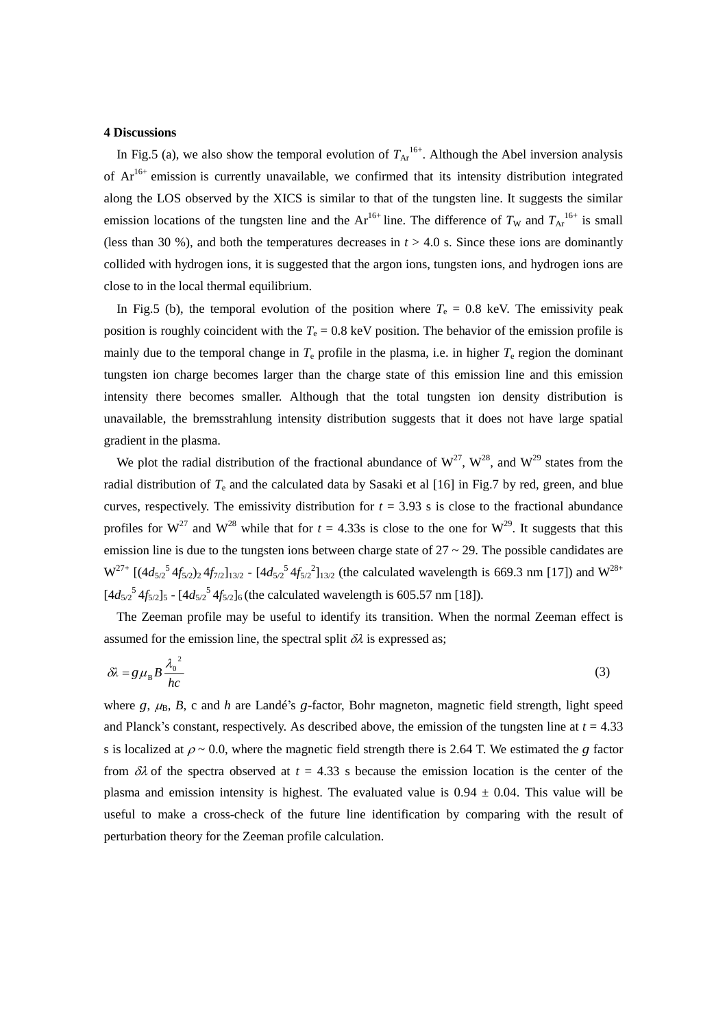### 4 Discussions

In Fig.5 (a), we also show the temporal evolution of $T_{Ar}^{16+}$. Although the Abel inversion analysis of $Ar^{16+}$ emission is currently unavailable, we confirmed that its intensity distribution integrated along the LOS observed by the XICS is similar to that of the tungsten line. It suggests the similar emission locations of the tungsten line and the $Ar^{16+}$ line. The difference of $T_W$ and $T_{Ar}^{16+}$ is small (less than 30 %), and both the temperatures decreases in $t > 4.0$ s. Since these ions are dominantly collided with hydrogen ions, it is suggested that the argon ions, tungsten ions, and hydrogen ions are close to in the local thermal equilibrium.

In Fig.5 (b), the temporal evolution of the position where $T_e$ = 0.8 keV. The emissivity peak position is roughly coincident with the $T_e$ = 0.8 keV position. The behavior of the emission profile is mainly due to the temporal change in $T_e$ profile in the plasma, i.e. in higher $T_e$ region the dominant tungsten ion charge becomes larger than the charge state of this emission line and this emission intensity there becomes smaller. Although that the total tungsten ion density distribution is unavailable, the bremsstrahlung intensity distribution suggests that it does not have large spatial gradient in the plasma.

We plot the radial distribution of the fractional abundance of $W^{27}$, $W^{28}$, and $W^{29}$ states from the radial distribution of $T_e$ and the calculated data by Sasaki et al [16] in Fig.7 by red, green, and blue curves, respectively. The emissivity distribution for $t$ = 3.93 s is close to the fractional abundance profiles for $W^{27}$ and $W^{28}$ while that for $t$ = 4.33s is close to the one for $W^{29}$. It suggests that this emission line is due to the tungsten ions between charge state of 27 ~ 29. The possible candidates are $W^{27+}$ $[(4d_{5/2}^{5}\,4f_{5/2})_2\,4f_{7/2}]_{13/2}$ - $[4d_{5/2}^{5}\,4f_{5/2}^{2}]_{13/2}$ (the calculated wavelength is 669.3 nm [17]) and $W^{28+}$ $[4d_{5/2}^{5}\,4f_{5/2}]_5$ - $[4d_{5/2}^{5}\,4f_{5/2}]_6$ (the calculated wavelength is 605.57 nm [18]).

The Zeeman profile may be useful to identify its transition. When the normal Zeeman effect is assumed for the emission line, the spectral split $\delta\lambda$ is expressed as;

$$\delta\lambda = g\mu_B B \frac{\lambda_0^{\,2}}{hc} \tag{3}$$

where $g$, $\mu_B$, $B$, c and $h$ are Landé's $g$-factor, Bohr magneton, magnetic field strength, light speed and Planck's constant, respectively. As described above, the emission of the tungsten line at $t$ = 4.33 s is localized at $\rho \sim 0.0$, where the magnetic field strength there is 2.64 T. We estimated the $g$ factor from $\delta\lambda$ of the spectra observed at $t$ = 4.33 s because the emission location is the center of the plasma and emission intensity is highest. The evaluated value is 0.94 ± 0.04. This value will be useful to make a cross-check of the future line identification by comparing with the result of perturbation theory for the Zeeman profile calculation.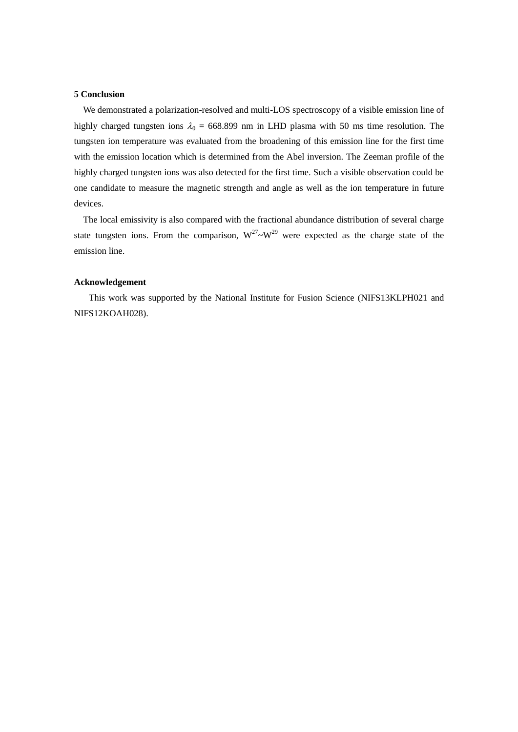## 5 Conclusion

We demonstrated a polarization-resolved and multi-LOS spectroscopy of a visible emission line of highly charged tungsten ions $\lambda_0$ = 668.899 nm in LHD plasma with 50 ms time resolution. The tungsten ion temperature was evaluated from the broadening of this emission line for the first time with the emission location which is determined from the Abel inversion. The Zeeman profile of the highly charged tungsten ions was also detected for the first time. Such a visible observation could be one candidate to measure the magnetic strength and angle as well as the ion temperature in future devices.

The local emissivity is also compared with the fractional abundance distribution of several charge state tungsten ions. From the comparison, $W^{27}$~$W^{29}$ were expected as the charge state of the emission line.

## Acknowledgement

This work was supported by the National Institute for Fusion Science (NIFS13KLPH021 and NIFS12KOAH028).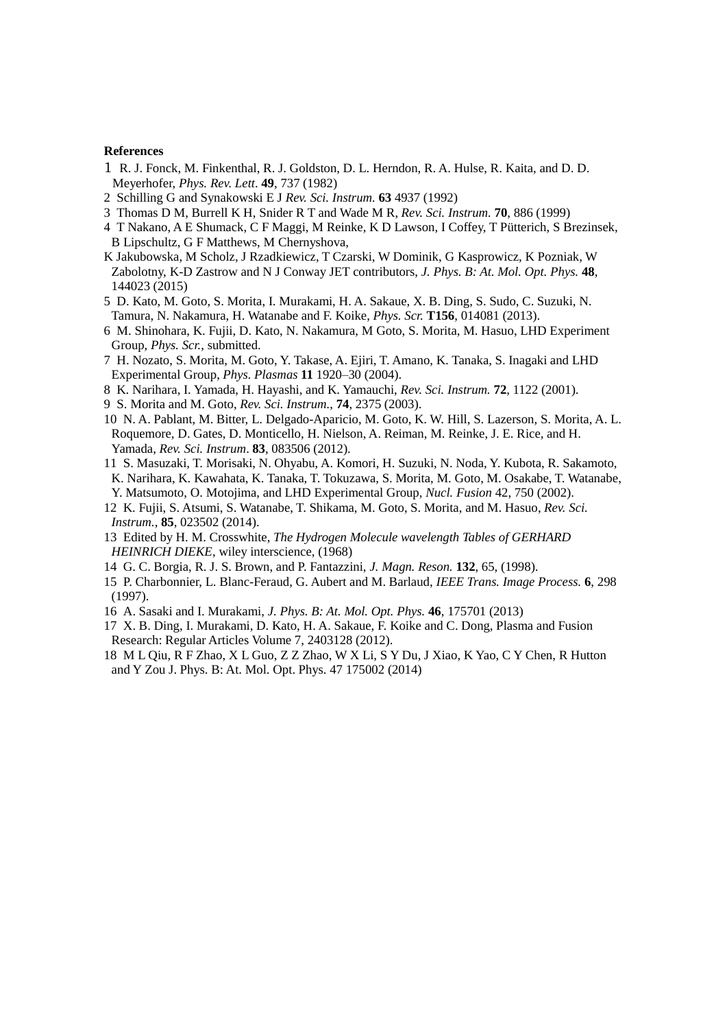**References**

1 R. J. Fonck, M. Finkenthal, R. J. Goldston, D. L. Herndon, R. A. Hulse, R. Kaita, and D. D. Meyerhofer, *Phys. Rev. Lett*. **49**, 737 (1982)

2 Schilling G and Synakowski E J *Rev. Sci. Instrum.* **63** 4937 (1992)

3 Thomas D M, Burrell K H, Snider R T and Wade M R, *Rev. Sci. Instrum.* **70**, 886 (1999)

4 T Nakano, A E Shumack, C F Maggi, M Reinke, K D Lawson, I Coffey, T Pütterich, S Brezinsek, B Lipschultz, G F Matthews, M Chernyshova, K Jakubowska, M Scholz, J Rzadkiewicz, T Czarski, W Dominik, G Kasprowicz, K Pozniak, W Zabolotny, K-D Zastrow and N J Conway JET contributors, *J. Phys. B: At. Mol. Opt. Phys.* **48**, 144023 (2015)

5 D. Kato, M. Goto, S. Morita, I. Murakami, H. A. Sakaue, X. B. Ding, S. Sudo, C. Suzuki, N. Tamura, N. Nakamura, H. Watanabe and F. Koike, *Phys. Scr.* **T156**, 014081 (2013).

6 M. Shinohara, K. Fujii, D. Kato, N. Nakamura, M Goto, S. Morita, M. Hasuo, LHD Experiment Group, *Phys. Scr.*, submitted.

7 H. Nozato, S. Morita, M. Goto, Y. Takase, A. Ejiri, T. Amano, K. Tanaka, S. Inagaki and LHD Experimental Group, *Phys. Plasmas* **11** 1920–30 (2004).

8 K. Narihara, I. Yamada, H. Hayashi, and K. Yamauchi, *Rev. Sci. Instrum.* **72**, 1122 (2001).

9 S. Morita and M. Goto, *Rev. Sci. Instrum.*, **74**, 2375 (2003).

10 N. A. Pablant, M. Bitter, L. Delgado-Aparicio, M. Goto, K. W. Hill, S. Lazerson, S. Morita, A. L. Roquemore, D. Gates, D. Monticello, H. Nielson, A. Reiman, M. Reinke, J. E. Rice, and H. Yamada, *Rev. Sci. Instrum*. **83**, 083506 (2012).

11 S. Masuzaki, T. Morisaki, N. Ohyabu, A. Komori, H. Suzuki, N. Noda, Y. Kubota, R. Sakamoto, K. Narihara, K. Kawahata, K. Tanaka, T. Tokuzawa, S. Morita, M. Goto, M. Osakabe, T. Watanabe, Y. Matsumoto, O. Motojima, and LHD Experimental Group, *Nucl. Fusion* 42, 750 (2002).

12 K. Fujii, S. Atsumi, S. Watanabe, T. Shikama, M. Goto, S. Morita, and M. Hasuo, *Rev. Sci. Instrum.*, **85**, 023502 (2014).

13 Edited by H. M. Crosswhite, *The Hydrogen Molecule wavelength Tables of GERHARD HEINRICH DIEKE*, wiley interscience, (1968)

14 G. C. Borgia, R. J. S. Brown, and P. Fantazzini, *J. Magn. Reson.* **132**, 65, (1998).

15 P. Charbonnier, L. Blanc-Feraud, G. Aubert and M. Barlaud, *IEEE Trans. Image Process.* **6**, 298 (1997).

16 A. Sasaki and I. Murakami, *J. Phys. B: At. Mol. Opt. Phys.* **46**, 175701 (2013)

17 X. B. Ding, I. Murakami, D. Kato, H. A. Sakaue, F. Koike and C. Dong, Plasma and Fusion Research: Regular Articles Volume 7, 2403128 (2012).

18 M L Qiu, R F Zhao, X L Guo, Z Z Zhao, W X Li, S Y Du, J Xiao, K Yao, C Y Chen, R Hutton and Y Zou J. Phys. B: At. Mol. Opt. Phys. 47 175002 (2014)